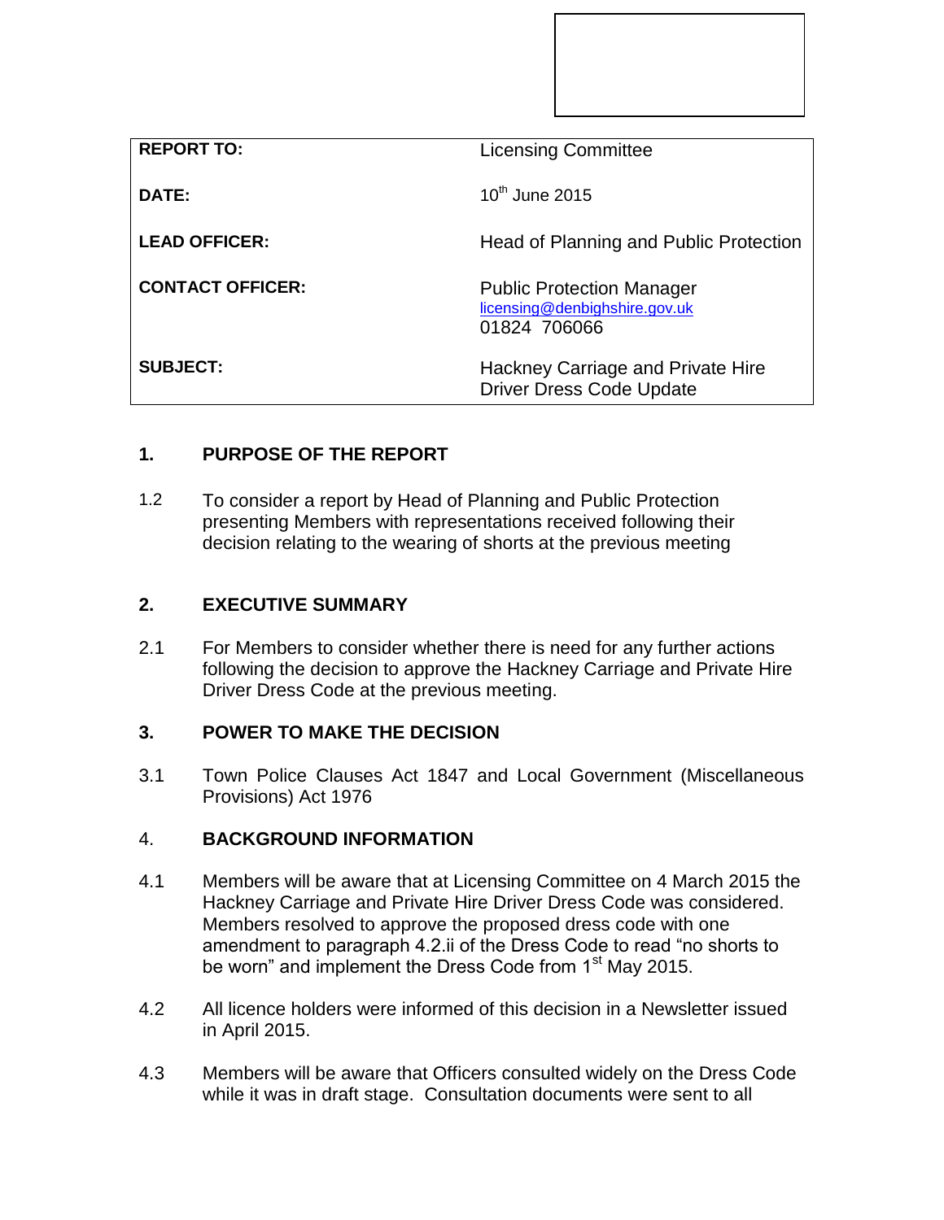| | |
|---|---|
| **REPORT TO:** | Licensing Committee |
| **DATE:** | 10th June 2015 |
| **LEAD OFFICER:** | Head of Planning and Public Protection |
| **CONTACT OFFICER:** | Public Protection Manager<br>licensing@denbighshire.gov.uk<br>01824 706066 |
| **SUBJECT:** | Hackney Carriage and Private Hire Driver Dress Code Update |

## 1. PURPOSE OF THE REPORT

1.2 To consider a report by Head of Planning and Public Protection presenting Members with representations received following their decision relating to the wearing of shorts at the previous meeting

## 2. EXECUTIVE SUMMARY

2.1 For Members to consider whether there is need for any further actions following the decision to approve the Hackney Carriage and Private Hire Driver Dress Code at the previous meeting.

## 3. POWER TO MAKE THE DECISION

3.1 Town Police Clauses Act 1847 and Local Government (Miscellaneous Provisions) Act 1976

## 4. BACKGROUND INFORMATION

4.1 Members will be aware that at Licensing Committee on 4 March 2015 the Hackney Carriage and Private Hire Driver Dress Code was considered. Members resolved to approve the proposed dress code with one amendment to paragraph 4.2.ii of the Dress Code to read "no shorts to be worn" and implement the Dress Code from 1st May 2015.

4.2 All licence holders were informed of this decision in a Newsletter issued in April 2015.

4.3 Members will be aware that Officers consulted widely on the Dress Code while it was in draft stage. Consultation documents were sent to all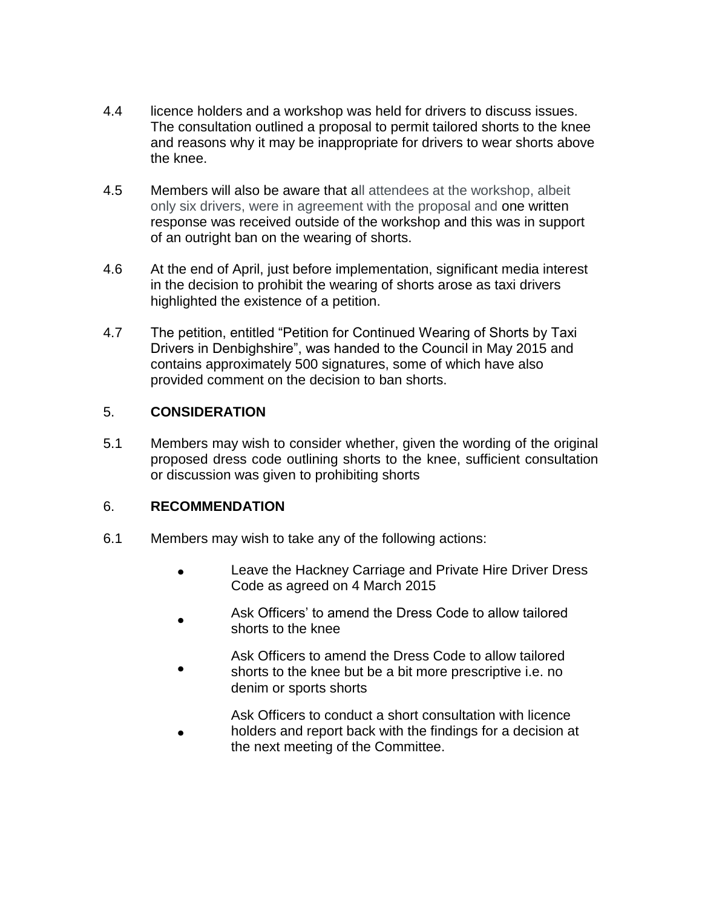4.4 licence holders and a workshop was held for drivers to discuss issues. The consultation outlined a proposal to permit tailored shorts to the knee and reasons why it may be inappropriate for drivers to wear shorts above the knee.

4.5 Members will also be aware that all attendees at the workshop, albeit only six drivers, were in agreement with the proposal and one written response was received outside of the workshop and this was in support of an outright ban on the wearing of shorts.

4.6 At the end of April, just before implementation, significant media interest in the decision to prohibit the wearing of shorts arose as taxi drivers highlighted the existence of a petition.

4.7 The petition, entitled "Petition for Continued Wearing of Shorts by Taxi Drivers in Denbighshire", was handed to the Council in May 2015 and contains approximately 500 signatures, some of which have also provided comment on the decision to ban shorts.

## 5. CONSIDERATION

5.1 Members may wish to consider whether, given the wording of the original proposed dress code outlining shorts to the knee, sufficient consultation or discussion was given to prohibiting shorts

## 6. RECOMMENDATION

6.1 Members may wish to take any of the following actions:

- Leave the Hackney Carriage and Private Hire Driver Dress Code as agreed on 4 March 2015
- Ask Officers' to amend the Dress Code to allow tailored shorts to the knee
- Ask Officers to amend the Dress Code to allow tailored shorts to the knee but be a bit more prescriptive i.e. no denim or sports shorts
- Ask Officers to conduct a short consultation with licence holders and report back with the findings for a decision at the next meeting of the Committee.